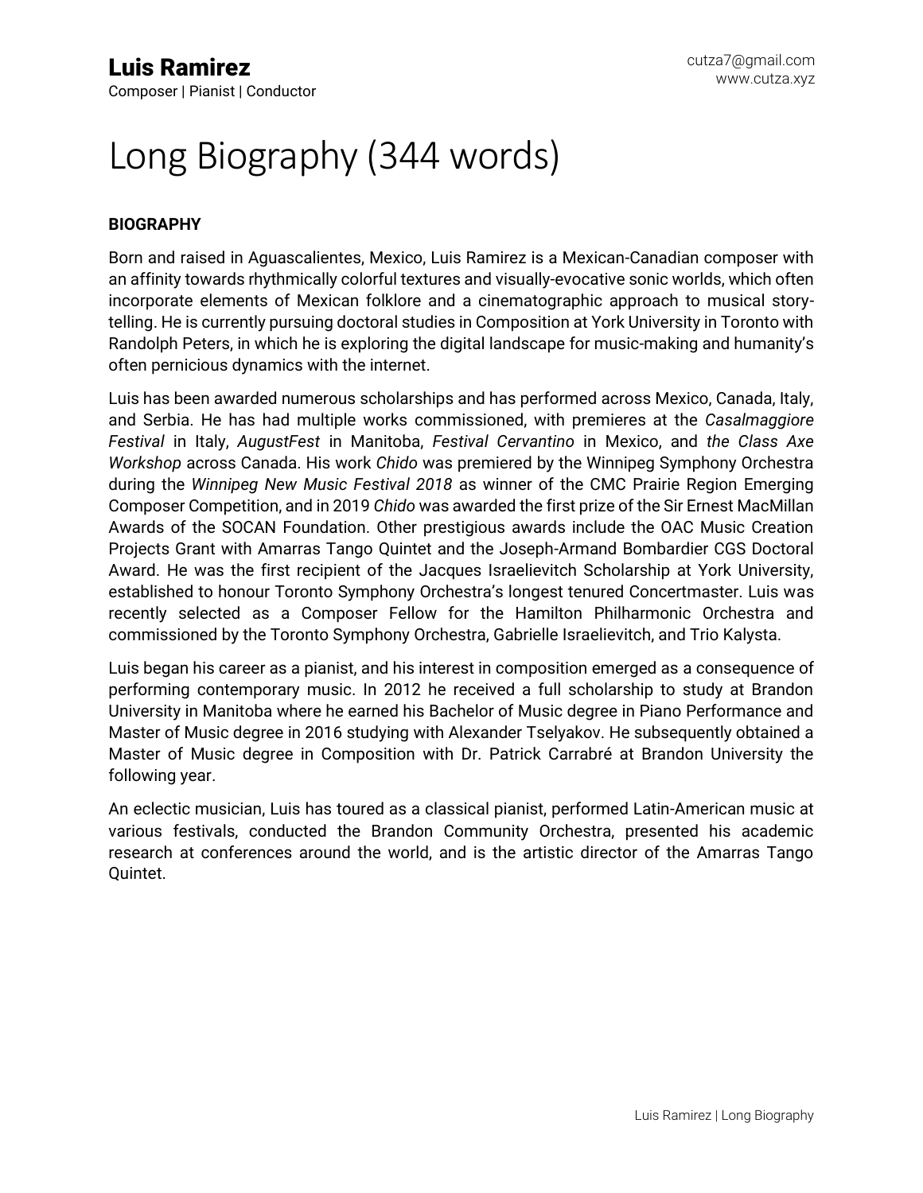**Luis Ramirez**
Composer | Pianist | Conductor

cutza7@gmail.com
www.cutza.xyz

# Long Biography (344 words)

**BIOGRAPHY**

Born and raised in Aguascalientes, Mexico, Luis Ramirez is a Mexican-Canadian composer with an affinity towards rhythmically colorful textures and visually-evocative sonic worlds, which often incorporate elements of Mexican folklore and a cinematographic approach to musical story-telling. He is currently pursuing doctoral studies in Composition at York University in Toronto with Randolph Peters, in which he is exploring the digital landscape for music-making and humanity's often pernicious dynamics with the internet.

Luis has been awarded numerous scholarships and has performed across Mexico, Canada, Italy, and Serbia. He has had multiple works commissioned, with premieres at the *Casalmaggiore Festival* in Italy, *AugustFest* in Manitoba, *Festival Cervantino* in Mexico, and *the Class Axe Workshop* across Canada. His work *Chido* was premiered by the Winnipeg Symphony Orchestra during the *Winnipeg New Music Festival 2018* as winner of the CMC Prairie Region Emerging Composer Competition, and in 2019 *Chido* was awarded the first prize of the Sir Ernest MacMillan Awards of the SOCAN Foundation. Other prestigious awards include the OAC Music Creation Projects Grant with Amarras Tango Quintet and the Joseph-Armand Bombardier CGS Doctoral Award. He was the first recipient of the Jacques Israelievitch Scholarship at York University, established to honour Toronto Symphony Orchestra's longest tenured Concertmaster. Luis was recently selected as a Composer Fellow for the Hamilton Philharmonic Orchestra and commissioned by the Toronto Symphony Orchestra, Gabrielle Israelievitch, and Trio Kalysta.

Luis began his career as a pianist, and his interest in composition emerged as a consequence of performing contemporary music. In 2012 he received a full scholarship to study at Brandon University in Manitoba where he earned his Bachelor of Music degree in Piano Performance and Master of Music degree in 2016 studying with Alexander Tselyakov. He subsequently obtained a Master of Music degree in Composition with Dr. Patrick Carrabré at Brandon University the following year.

An eclectic musician, Luis has toured as a classical pianist, performed Latin-American music at various festivals, conducted the Brandon Community Orchestra, presented his academic research at conferences around the world, and is the artistic director of the Amarras Tango Quintet.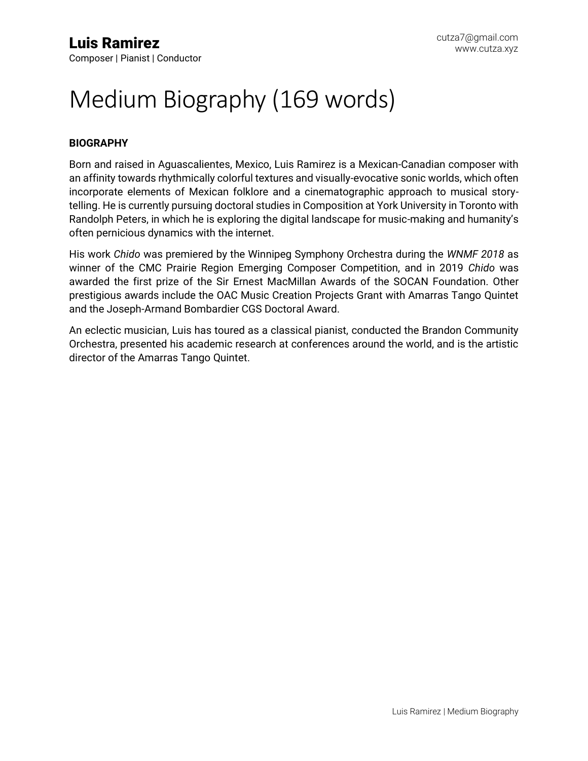**Luis Ramirez**
Composer | Pianist | Conductor

cutza7@gmail.com
www.cutza.xyz

# Medium Biography (169 words)

**BIOGRAPHY**

Born and raised in Aguascalientes, Mexico, Luis Ramirez is a Mexican-Canadian composer with an affinity towards rhythmically colorful textures and visually-evocative sonic worlds, which often incorporate elements of Mexican folklore and a cinematographic approach to musical story-telling. He is currently pursuing doctoral studies in Composition at York University in Toronto with Randolph Peters, in which he is exploring the digital landscape for music-making and humanity's often pernicious dynamics with the internet.

His work *Chido* was premiered by the Winnipeg Symphony Orchestra during the *WNMF 2018* as winner of the CMC Prairie Region Emerging Composer Competition, and in 2019 *Chido* was awarded the first prize of the Sir Ernest MacMillan Awards of the SOCAN Foundation. Other prestigious awards include the OAC Music Creation Projects Grant with Amarras Tango Quintet and the Joseph-Armand Bombardier CGS Doctoral Award.

An eclectic musician, Luis has toured as a classical pianist, conducted the Brandon Community Orchestra, presented his academic research at conferences around the world, and is the artistic director of the Amarras Tango Quintet.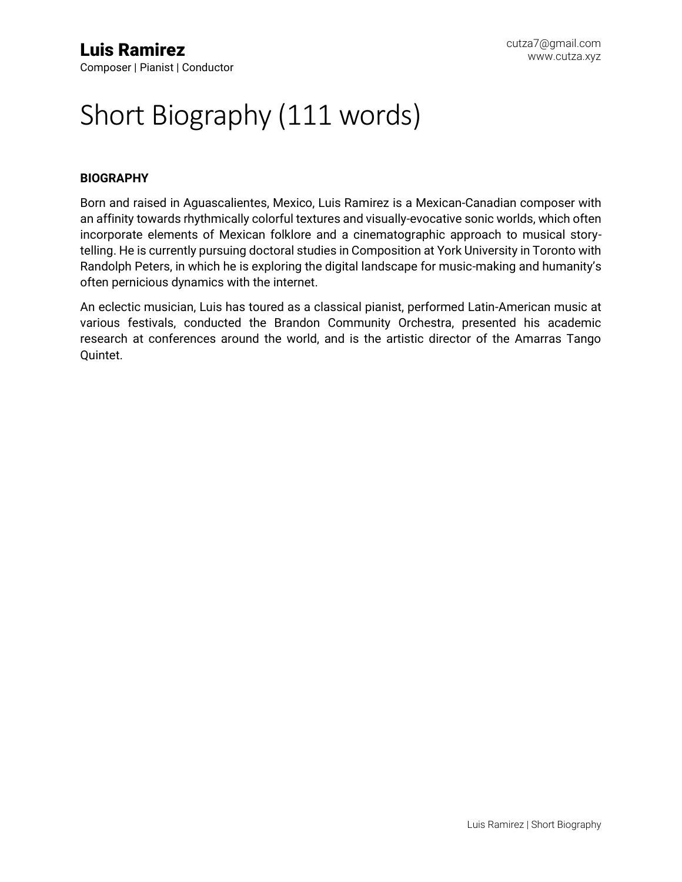**Luis Ramirez**
Composer | Pianist | Conductor

cutza7@gmail.com
www.cutza.xyz

# Short Biography (111 words)

**BIOGRAPHY**

Born and raised in Aguascalientes, Mexico, Luis Ramirez is a Mexican-Canadian composer with an affinity towards rhythmically colorful textures and visually-evocative sonic worlds, which often incorporate elements of Mexican folklore and a cinematographic approach to musical story-telling. He is currently pursuing doctoral studies in Composition at York University in Toronto with Randolph Peters, in which he is exploring the digital landscape for music-making and humanity's often pernicious dynamics with the internet.

An eclectic musician, Luis has toured as a classical pianist, performed Latin-American music at various festivals, conducted the Brandon Community Orchestra, presented his academic research at conferences around the world, and is the artistic director of the Amarras Tango Quintet.